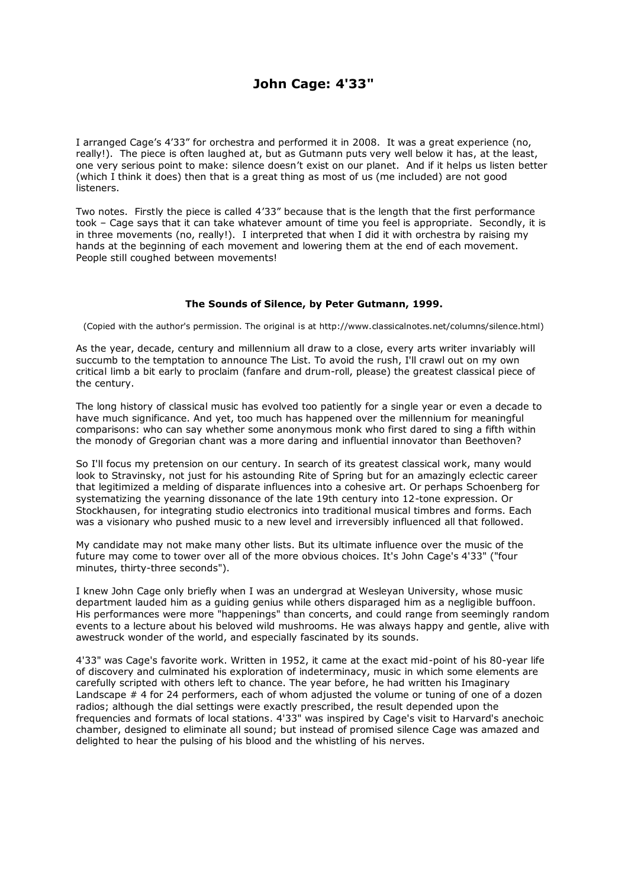# John Cage: 4'33"

I arranged Cage's 4'33" for orchestra and performed it in 2008. It was a great experience (no, really!). The piece is often laughed at, but as Gutmann puts very well below it has, at the least, one very serious point to make: silence doesn't exist on our planet. And if it helps us listen better (which I think it does) then that is a great thing as most of us (me included) are not good listeners.

Two notes. Firstly the piece is called 4'33" because that is the length that the first performance took – Cage says that it can take whatever amount of time you feel is appropriate. Secondly, it is in three movements (no, really!). I interpreted that when I did it with orchestra by raising my hands at the beginning of each movement and lowering them at the end of each movement. People still coughed between movements!

**The Sounds of Silence, by Peter Gutmann, 1999.**

(Copied with the author's permission. The original is at http://www.classicalnotes.net/columns/silence.html)

As the year, decade, century and millennium all draw to a close, every arts writer invariably will succumb to the temptation to announce The List. To avoid the rush, I'll crawl out on my own critical limb a bit early to proclaim (fanfare and drum-roll, please) the greatest classical piece of the century.

The long history of classical music has evolved too patiently for a single year or even a decade to have much significance. And yet, too much has happened over the millennium for meaningful comparisons: who can say whether some anonymous monk who first dared to sing a fifth within the monody of Gregorian chant was a more daring and influential innovator than Beethoven?

So I'll focus my pretension on our century. In search of its greatest classical work, many would look to Stravinsky, not just for his astounding Rite of Spring but for an amazingly eclectic career that legitimized a melding of disparate influences into a cohesive art. Or perhaps Schoenberg for systematizing the yearning dissonance of the late 19th century into 12-tone expression. Or Stockhausen, for integrating studio electronics into traditional musical timbres and forms. Each was a visionary who pushed music to a new level and irreversibly influenced all that followed.

My candidate may not make many other lists. But its ultimate influence over the music of the future may come to tower over all of the more obvious choices. It's John Cage's 4'33" ("four minutes, thirty-three seconds").

I knew John Cage only briefly when I was an undergrad at Wesleyan University, whose music department lauded him as a guiding genius while others disparaged him as a negligible buffoon. His performances were more "happenings" than concerts, and could range from seemingly random events to a lecture about his beloved wild mushrooms. He was always happy and gentle, alive with awestruck wonder of the world, and especially fascinated by its sounds.

4'33" was Cage's favorite work. Written in 1952, it came at the exact mid-point of his 80-year life of discovery and culminated his exploration of indeterminacy, music in which some elements are carefully scripted with others left to chance. The year before, he had written his Imaginary Landscape # 4 for 24 performers, each of whom adjusted the volume or tuning of one of a dozen radios; although the dial settings were exactly prescribed, the result depended upon the frequencies and formats of local stations. 4'33" was inspired by Cage's visit to Harvard's anechoic chamber, designed to eliminate all sound; but instead of promised silence Cage was amazed and delighted to hear the pulsing of his blood and the whistling of his nerves.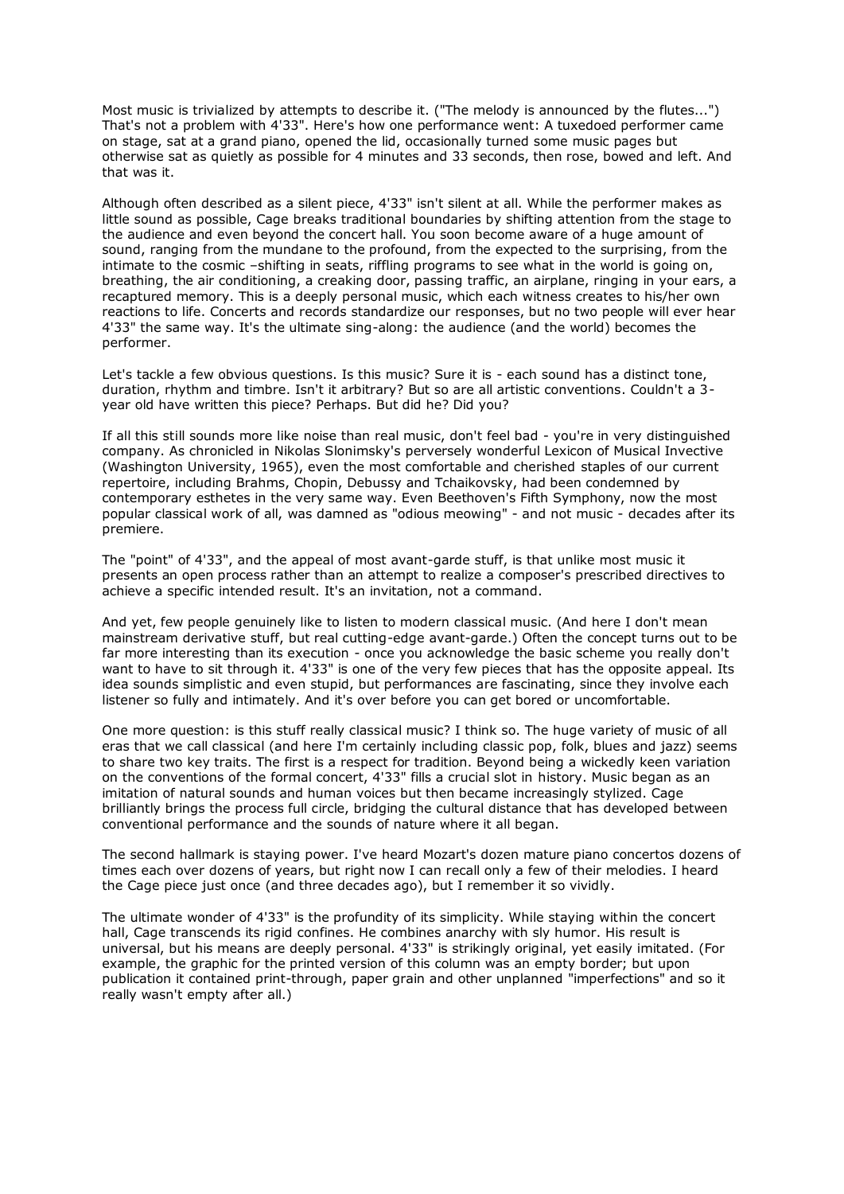Most music is trivialized by attempts to describe it. ("The melody is announced by the flutes...") That's not a problem with 4'33". Here's how one performance went: A tuxedoed performer came on stage, sat at a grand piano, opened the lid, occasionally turned some music pages but otherwise sat as quietly as possible for 4 minutes and 33 seconds, then rose, bowed and left. And that was it.

Although often described as a silent piece, 4'33" isn't silent at all. While the performer makes as little sound as possible, Cage breaks traditional boundaries by shifting attention from the stage to the audience and even beyond the concert hall. You soon become aware of a huge amount of sound, ranging from the mundane to the profound, from the expected to the surprising, from the intimate to the cosmic –shifting in seats, riffling programs to see what in the world is going on, breathing, the air conditioning, a creaking door, passing traffic, an airplane, ringing in your ears, a recaptured memory. This is a deeply personal music, which each witness creates to his/her own reactions to life. Concerts and records standardize our responses, but no two people will ever hear 4'33" the same way. It's the ultimate sing-along: the audience (and the world) becomes the performer.

Let's tackle a few obvious questions. Is this music? Sure it is - each sound has a distinct tone, duration, rhythm and timbre. Isn't it arbitrary? But so are all artistic conventions. Couldn't a 3-year old have written this piece? Perhaps. But did he? Did you?

If all this still sounds more like noise than real music, don't feel bad - you're in very distinguished company. As chronicled in Nikolas Slonimsky's perversely wonderful Lexicon of Musical Invective (Washington University, 1965), even the most comfortable and cherished staples of our current repertoire, including Brahms, Chopin, Debussy and Tchaikovsky, had been condemned by contemporary esthetes in the very same way. Even Beethoven's Fifth Symphony, now the most popular classical work of all, was damned as "odious meowing" - and not music - decades after its premiere.

The "point" of 4'33", and the appeal of most avant-garde stuff, is that unlike most music it presents an open process rather than an attempt to realize a composer's prescribed directives to achieve a specific intended result. It's an invitation, not a command.

And yet, few people genuinely like to listen to modern classical music. (And here I don't mean mainstream derivative stuff, but real cutting-edge avant-garde.) Often the concept turns out to be far more interesting than its execution - once you acknowledge the basic scheme you really don't want to have to sit through it. 4'33" is one of the very few pieces that has the opposite appeal. Its idea sounds simplistic and even stupid, but performances are fascinating, since they involve each listener so fully and intimately. And it's over before you can get bored or uncomfortable.

One more question: is this stuff really classical music? I think so. The huge variety of music of all eras that we call classical (and here I'm certainly including classic pop, folk, blues and jazz) seems to share two key traits. The first is a respect for tradition. Beyond being a wickedly keen variation on the conventions of the formal concert, 4'33" fills a crucial slot in history. Music began as an imitation of natural sounds and human voices but then became increasingly stylized. Cage brilliantly brings the process full circle, bridging the cultural distance that has developed between conventional performance and the sounds of nature where it all began.

The second hallmark is staying power. I've heard Mozart's dozen mature piano concertos dozens of times each over dozens of years, but right now I can recall only a few of their melodies. I heard the Cage piece just once (and three decades ago), but I remember it so vividly.

The ultimate wonder of 4'33" is the profundity of its simplicity. While staying within the concert hall, Cage transcends its rigid confines. He combines anarchy with sly humor. His result is universal, but his means are deeply personal. 4'33" is strikingly original, yet easily imitated. (For example, the graphic for the printed version of this column was an empty border; but upon publication it contained print-through, paper grain and other unplanned "imperfections" and so it really wasn't empty after all.)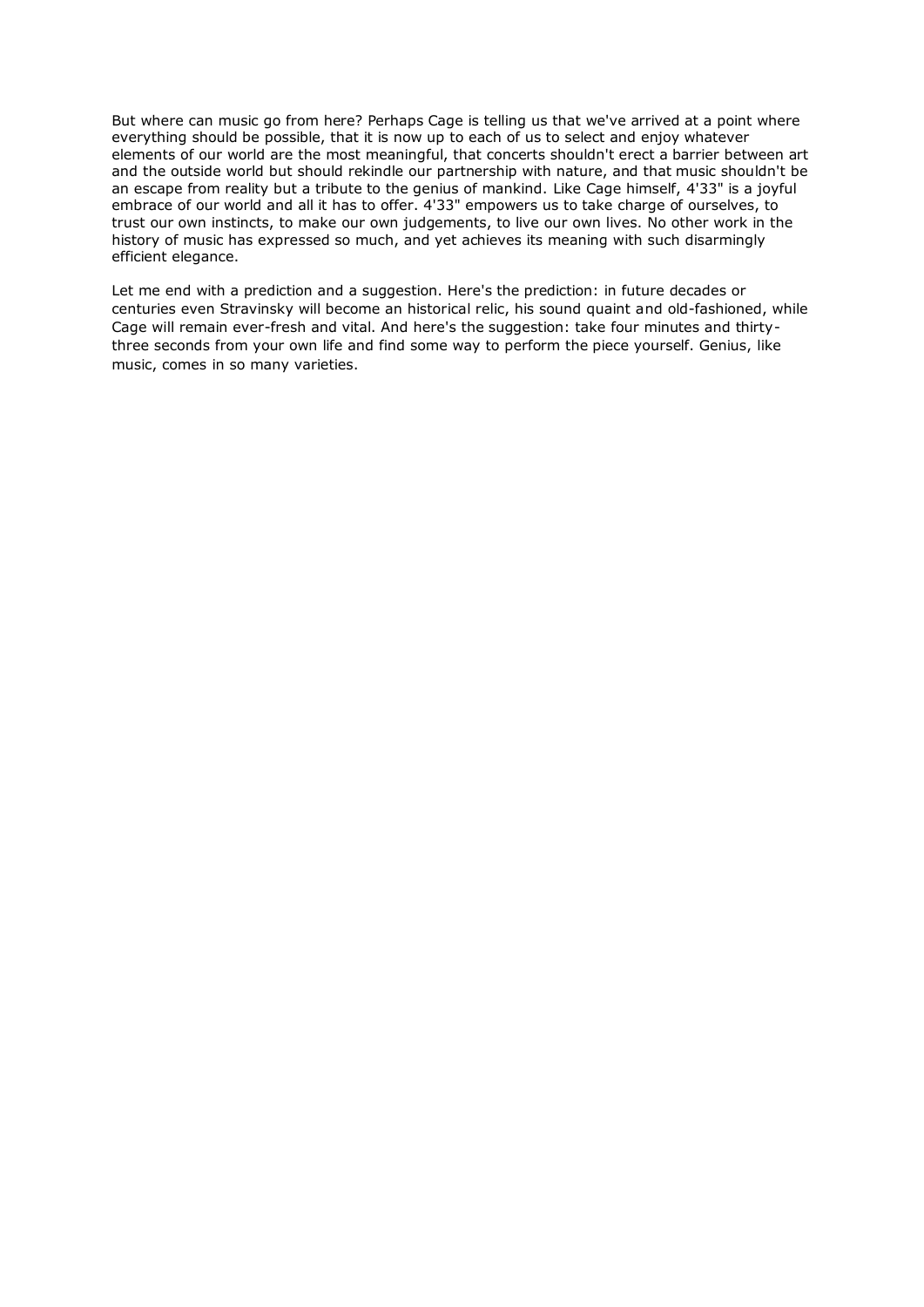But where can music go from here? Perhaps Cage is telling us that we've arrived at a point where everything should be possible, that it is now up to each of us to select and enjoy whatever elements of our world are the most meaningful, that concerts shouldn't erect a barrier between art and the outside world but should rekindle our partnership with nature, and that music shouldn't be an escape from reality but a tribute to the genius of mankind. Like Cage himself, 4'33" is a joyful embrace of our world and all it has to offer. 4'33" empowers us to take charge of ourselves, to trust our own instincts, to make our own judgements, to live our own lives. No other work in the history of music has expressed so much, and yet achieves its meaning with such disarmingly efficient elegance.

Let me end with a prediction and a suggestion. Here's the prediction: in future decades or centuries even Stravinsky will become an historical relic, his sound quaint and old-fashioned, while Cage will remain ever-fresh and vital. And here's the suggestion: take four minutes and thirty-three seconds from your own life and find some way to perform the piece yourself. Genius, like music, comes in so many varieties.